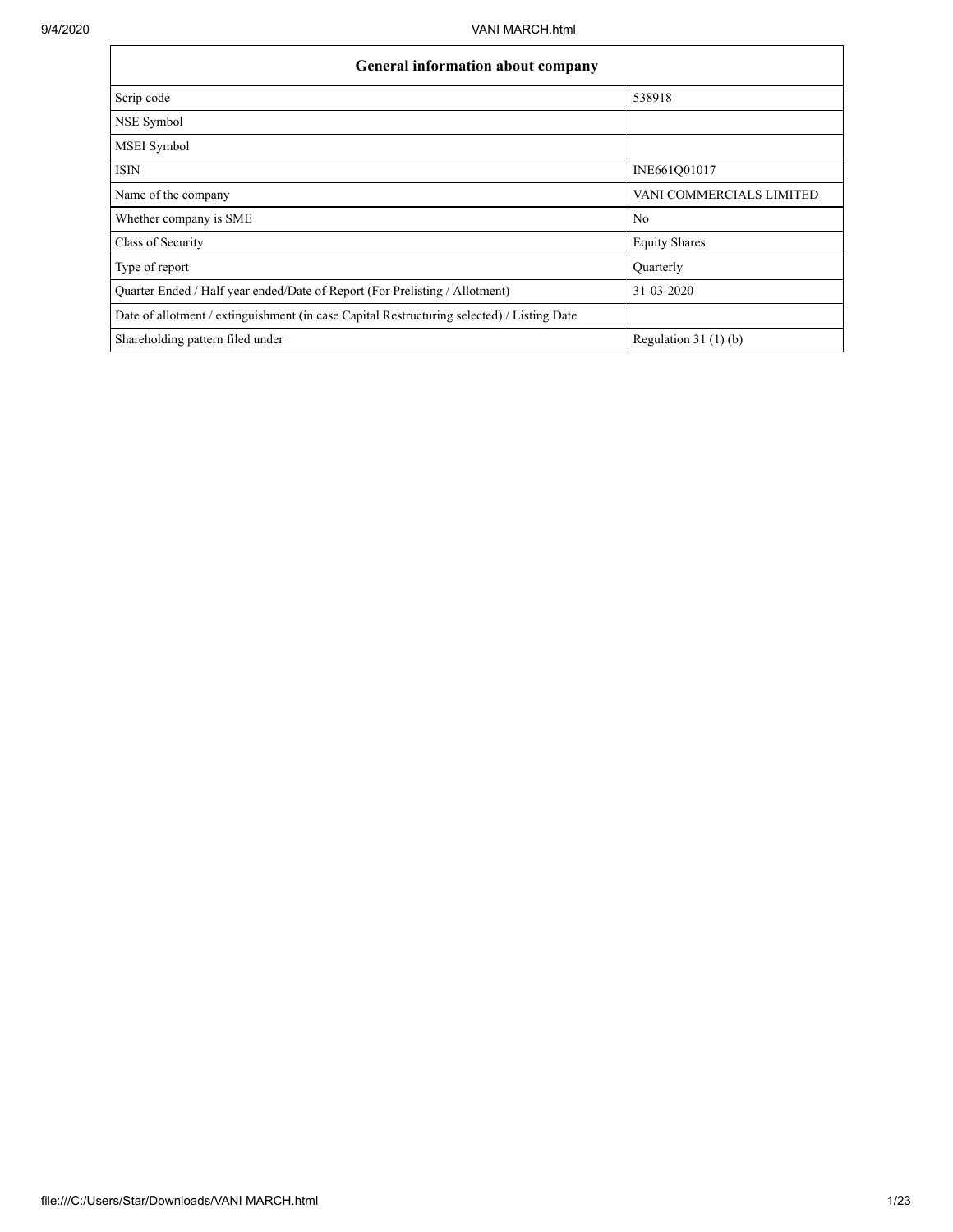| General information about company | |
| --- | --- |
| Scrip code | 538918 |
| NSE Symbol | |
| MSEI Symbol | |
| ISIN | INE661Q01017 |
| Name of the company | VANI COMMERCIALS LIMITED |
| Whether company is SME | No |
| Class of Security | Equity Shares |
| Type of report | Quarterly |
| Quarter Ended / Half year ended/Date of Report (For Prelisting / Allotment) | 31-03-2020 |
| Date of allotment / extinguishment (in case Capital Restructuring selected) / Listing Date | |
| Shareholding pattern filed under | Regulation 31 (1) (b) |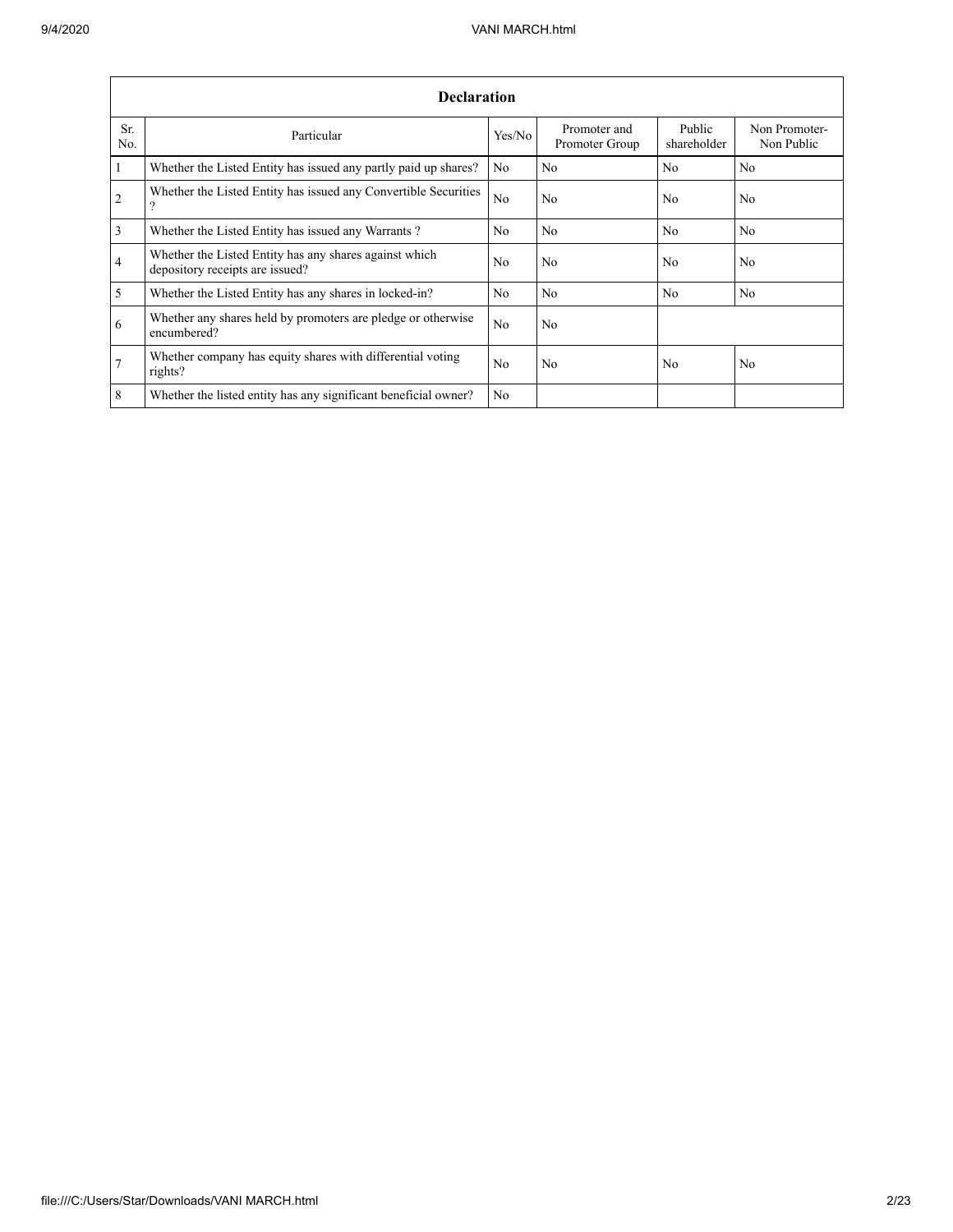| Declaration | | | | | |
|---|---|---|---|---|---|
| Sr. No. | Particular | Yes/No | Promoter and Promoter Group | Public shareholder | Non Promoter- Non Public |
| 1 | Whether the Listed Entity has issued any partly paid up shares? | No | No | No | No |
| 2 | Whether the Listed Entity has issued any Convertible Securities ? | No | No | No | No |
| 3 | Whether the Listed Entity has issued any Warrants ? | No | No | No | No |
| 4 | Whether the Listed Entity has any shares against which depository receipts are issued? | No | No | No | No |
| 5 | Whether the Listed Entity has any shares in locked-in? | No | No | No | No |
| 6 | Whether any shares held by promoters are pledge or otherwise encumbered? | No | No | | |
| 7 | Whether company has equity shares with differential voting rights? | No | No | No | No |
| 8 | Whether the listed entity has any significant beneficial owner? | No | | | |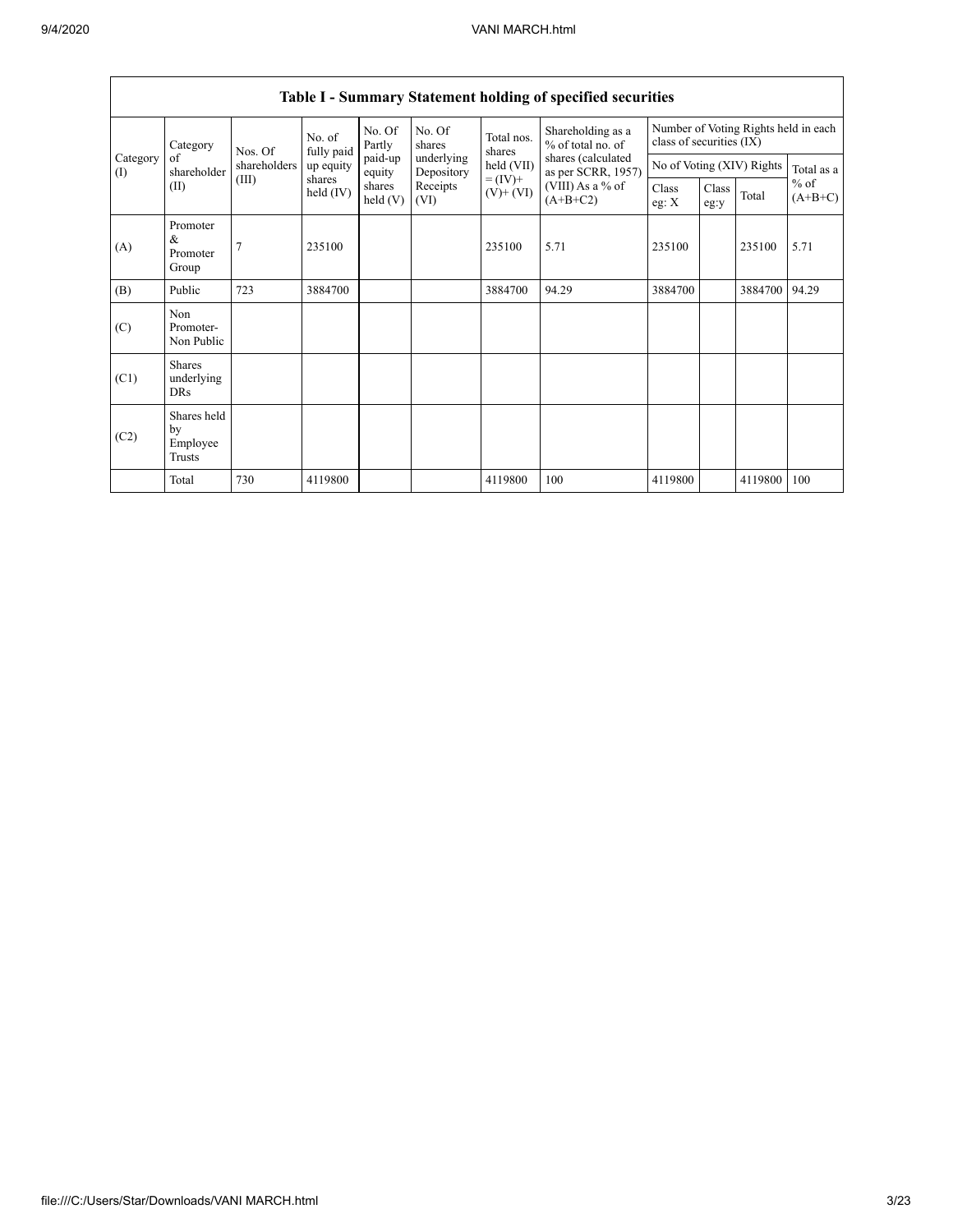## Table I - Summary Statement holding of specified securities

| Category (I) | Category of shareholder (II) | Nos. Of shareholders (III) | No. of fully paid up equity shares held (IV) | No. Of Partly paid-up equity shares held (V) | No. Of shares underlying Depository Receipts (VI) | Total nos. shares held (VII) = (IV)+ (V)+ (VI) | Shareholding as a % of total no. of shares (calculated as per SCRR, 1957) (VIII) As a % of (A+B+C2) | Number of Voting Rights held in each class of securities (IX) | | | |
|---|---|---|---|---|---|---|---|---|---|---|---|
| | | | | | | | | No of Voting (XIV) Rights | | | Total as a % of (A+B+C) |
| | | | | | | | | Class eg: X | Class eg:y | Total | |
| (A) | Promoter & Promoter Group | 7 | 235100 | | | 235100 | 5.71 | 235100 | | 235100 | 5.71 |
| (B) | Public | 723 | 3884700 | | | 3884700 | 94.29 | 3884700 | | 3884700 | 94.29 |
| (C) | Non Promoter- Non Public | | | | | | | | | | |
| (C1) | Shares underlying DRs | | | | | | | | | | |
| (C2) | Shares held by Employee Trusts | | | | | | | | | | |
| | Total | 730 | 4119800 | | | 4119800 | 100 | 4119800 | | 4119800 | 100 |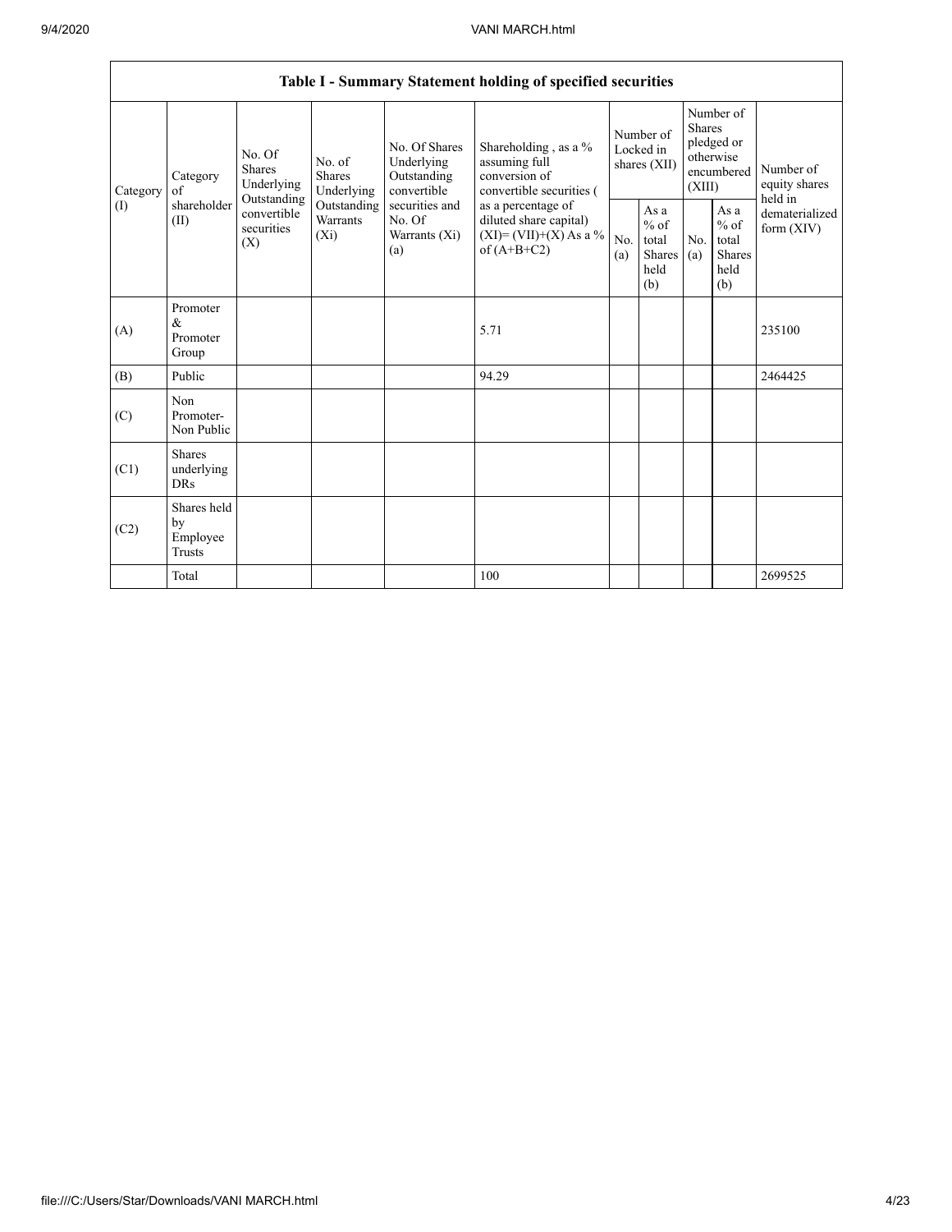| Table I - Summary Statement holding of specified securities | | | | | | | | | | | |
|---|---|---|---|---|---|---|---|---|---|---|---|
| Category (I) | Category of shareholder (II) | No. Of Shares Underlying Outstanding convertible securities (X) | No. of Shares Underlying Outstanding Warrants (Xi) | No. Of Shares Underlying Outstanding convertible securities and No. Of Warrants (Xi) (a) | Shareholding , as a % assuming full conversion of convertible securities ( as a percentage of diluted share capital) (XI)= (VII)+(X) As a % of (A+B+C2) | Number of Locked in shares (XII) | | Number of Shares pledged or otherwise encumbered (XIII) | | Number of equity shares held in dematerialized form (XIV) |
| | | | | | | No. (a) | As a % of total Shares held (b) | No. (a) | As a % of total Shares held (b) | |
| (A) | Promoter & Promoter Group | | | | 5.71 | | | | | 235100 |
| (B) | Public | | | | 94.29 | | | | | 2464425 |
| (C) | Non Promoter- Non Public | | | | | | | | | |
| (C1) | Shares underlying DRs | | | | | | | | | |
| (C2) | Shares held by Employee Trusts | | | | | | | | | |
| | Total | | | | 100 | | | | | 2699525 |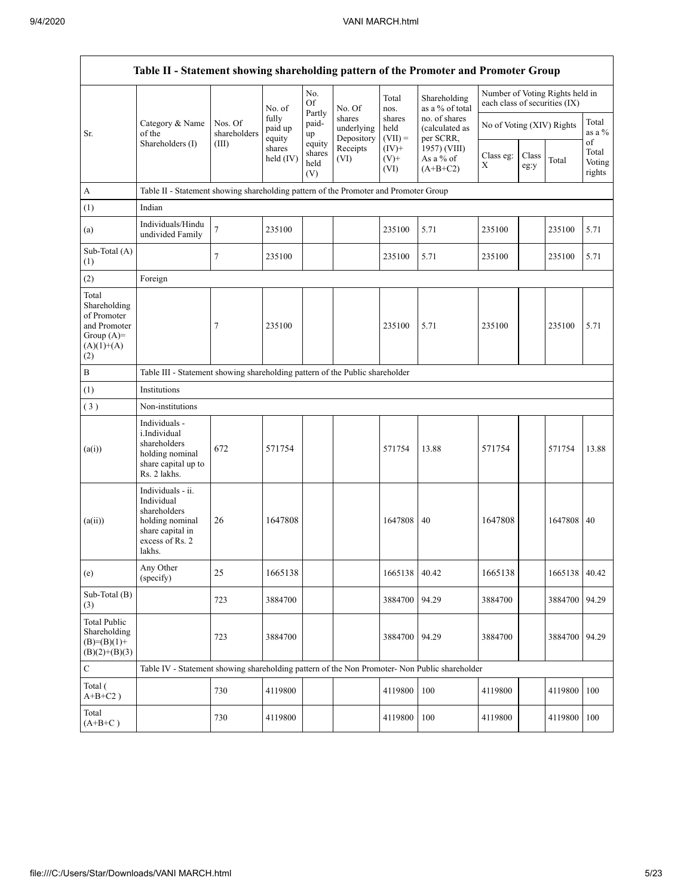| Table II - Statement showing shareholding pattern of the Promoter and Promoter Group | | | | | | | | | | | |
|---|---|---|---|---|---|---|---|---|---|---|---|
| Sr. | Category & Name of the Shareholders (I) | Nos. Of shareholders (III) | No. of fully paid up equity shares held (IV) | No. Of Partly paid-up equity shares held (V) | No. Of shares underlying Depository Receipts (VI) | Total nos. shares held (VII) = (IV)+ (V)+ (VI) | Shareholding as a % of total no. of shares (calculated as per SCRR, 1957) (VIII) As a % of (A+B+C2) | Number of Voting Rights held in each class of securities (IX) | | | |
| | | | | | | | | No of Voting (XIV) Rights | | | Total as a % of Total Voting rights |
| | | | | | | | | Class eg: X | Class eg:y | Total | |
| A | Table II - Statement showing shareholding pattern of the Promoter and Promoter Group | | | | | | | | | | |
| (1) | Indian | | | | | | | | | | |
| (a) | Individuals/Hindu undivided Family | 7 | 235100 | | | 235100 | 5.71 | 235100 | | 235100 | 5.71 |
| Sub-Total (A) (1) | | 7 | 235100 | | | 235100 | 5.71 | 235100 | | 235100 | 5.71 |
| (2) | Foreign | | | | | | | | | | |
| Total Shareholding of Promoter and Promoter Group (A)= (A)(1)+(A)(2) | | 7 | 235100 | | | 235100 | 5.71 | 235100 | | 235100 | 5.71 |
| B | Table III - Statement showing shareholding pattern of the Public shareholder | | | | | | | | | | |
| (1) | Institutions | | | | | | | | | | |
| (3) | Non-institutions | | | | | | | | | | |
| (a(i)) | Individuals - i.Individual shareholders holding nominal share capital up to Rs. 2 lakhs. | 672 | 571754 | | | 571754 | 13.88 | 571754 | | 571754 | 13.88 |
| (a(ii)) | Individuals - ii. Individual shareholders holding nominal share capital in excess of Rs. 2 lakhs. | 26 | 1647808 | | | 1647808 | 40 | 1647808 | | 1647808 | 40 |
| (e) | Any Other (specify) | 25 | 1665138 | | | 1665138 | 40.42 | 1665138 | | 1665138 | 40.42 |
| Sub-Total (B) (3) | | 723 | 3884700 | | | 3884700 | 94.29 | 3884700 | | 3884700 | 94.29 |
| Total Public Shareholding (B)=(B)(1)+(B)(2)+(B)(3) | | 723 | 3884700 | | | 3884700 | 94.29 | 3884700 | | 3884700 | 94.29 |
| C | Table IV - Statement showing shareholding pattern of the Non Promoter- Non Public shareholder | | | | | | | | | | |
| Total ( A+B+C2 ) | | 730 | 4119800 | | | 4119800 | 100 | 4119800 | | 4119800 | 100 |
| Total (A+B+C ) | | 730 | 4119800 | | | 4119800 | 100 | 4119800 | | 4119800 | 100 |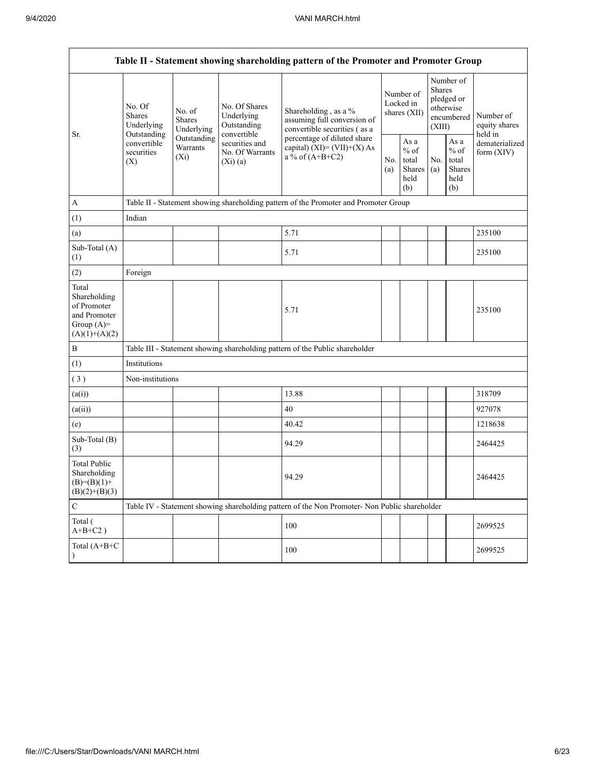| Table II - Statement showing shareholding pattern of the Promoter and Promoter Group | | | | | | | | | |
|---|---|---|---|---|---|---|---|---|---|
| Sr. | No. Of Shares Underlying Outstanding convertible securities (X) | No. of Shares Underlying Outstanding Warrants (Xi) | No. Of Shares Underlying Outstanding convertible securities and No. Of Warrants (Xi) (a) | Shareholding , as a % assuming full conversion of convertible securities ( as a percentage of diluted share capital) (XI)= (VII)+(X) As a % of (A+B+C2) | Number of Locked in shares (XII) | | Number of Shares pledged or otherwise encumbered (XIII) | | Number of equity shares held in dematerialized form (XIV) |
| | | | | | No. (a) | As a % of total Shares held (b) | No. (a) | As a % of total Shares held (b) | |
| A | Table II - Statement showing shareholding pattern of the Promoter and Promoter Group | | | | | | | | |
| (1) | Indian | | | | | | | | |
| (a) | | | | 5.71 | | | | | 235100 |
| Sub-Total (A) (1) | | | | 5.71 | | | | | 235100 |
| (2) | Foreign | | | | | | | | |
| Total Shareholding of Promoter and Promoter Group (A)= (A)(1)+(A)(2) | | | | 5.71 | | | | | 235100 |
| B | Table III - Statement showing shareholding pattern of the Public shareholder | | | | | | | | |
| (1) | Institutions | | | | | | | | |
| ( 3 ) | Non-institutions | | | | | | | | |
| (a(i)) | | | | 13.88 | | | | | 318709 |
| (a(ii)) | | | | 40 | | | | | 927078 |
| (e) | | | | 40.42 | | | | | 1218638 |
| Sub-Total (B) (3) | | | | 94.29 | | | | | 2464425 |
| Total Public Shareholding (B)=(B)(1)+(B)(2)+(B)(3) | | | | 94.29 | | | | | 2464425 |
| C | Table IV - Statement showing shareholding pattern of the Non Promoter- Non Public shareholder | | | | | | | | |
| Total ( A+B+C2 ) | | | | 100 | | | | | 2699525 |
| Total (A+B+C ) | | | | 100 | | | | | 2699525 |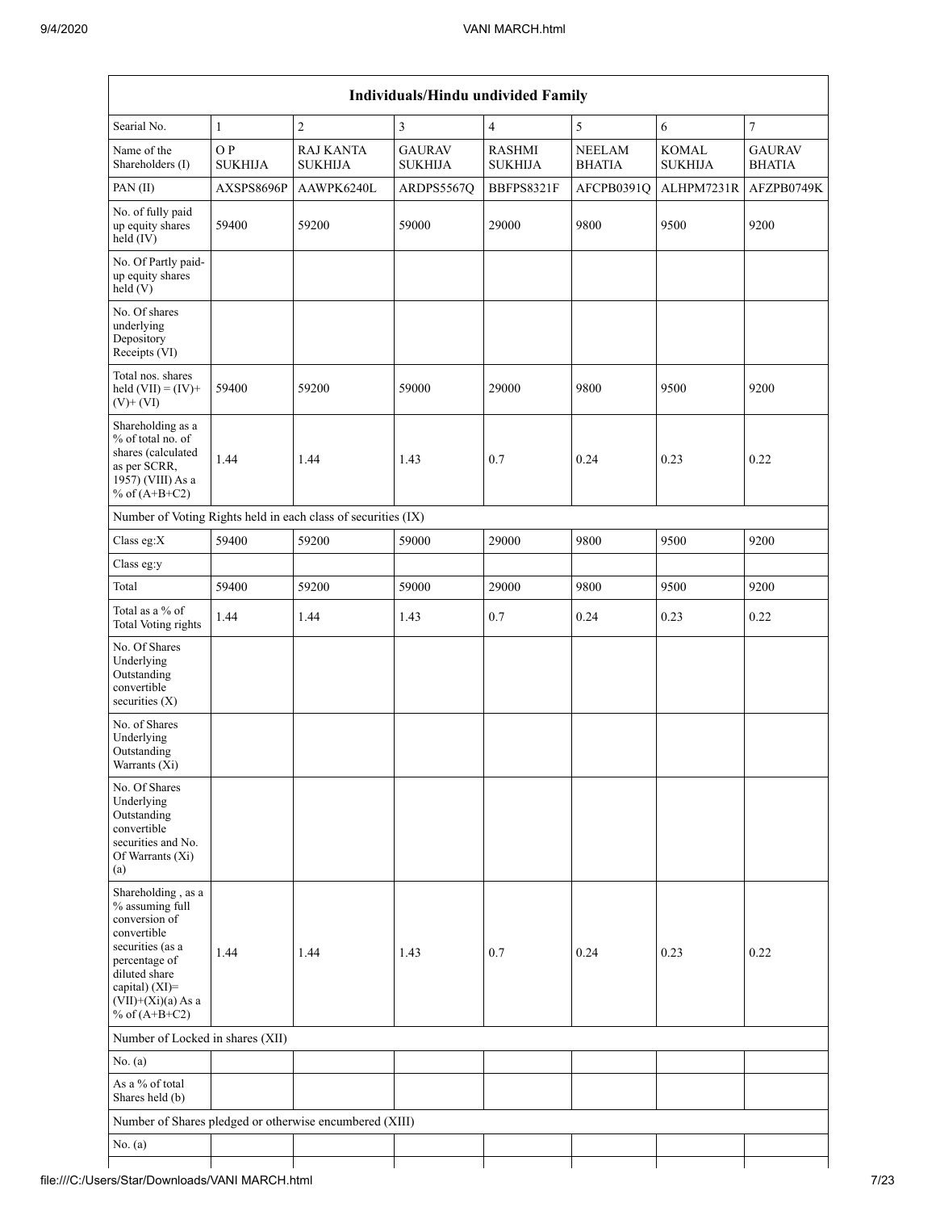| Individuals/Hindu undivided Family | | | | | | | |
|---|---|---|---|---|---|---|---|
| Searial No. | 1 | 2 | 3 | 4 | 5 | 6 | 7 |
| Name of the Shareholders (I) | O P SUKHIJA | RAJ KANTA SUKHIJA | GAURAV SUKHIJA | RASHMI SUKHIJA | NEELAM BHATIA | KOMAL SUKHIJA | GAURAV BHATIA |
| PAN (II) | AXSPS8696P | AAWPK6240L | ARDPS5567Q | BBFPS8321F | AFCPB0391Q | ALHPM7231R | AFZPB0749K |
| No. of fully paid up equity shares held (IV) | 59400 | 59200 | 59000 | 29000 | 9800 | 9500 | 9200 |
| No. Of Partly paid-up equity shares held (V) | | | | | | | |
| No. Of shares underlying Depository Receipts (VI) | | | | | | | |
| Total nos. shares held (VII) = (IV)+ (V)+ (VI) | 59400 | 59200 | 59000 | 29000 | 9800 | 9500 | 9200 |
| Shareholding as a % of total no. of shares (calculated as per SCRR, 1957) (VIII) As a % of (A+B+C2) | 1.44 | 1.44 | 1.43 | 0.7 | 0.24 | 0.23 | 0.22 |
| Number of Voting Rights held in each class of securities (IX) | | | | | | | |
| Class eg:X | 59400 | 59200 | 59000 | 29000 | 9800 | 9500 | 9200 |
| Class eg:y | | | | | | | |
| Total | 59400 | 59200 | 59000 | 29000 | 9800 | 9500 | 9200 |
| Total as a % of Total Voting rights | 1.44 | 1.44 | 1.43 | 0.7 | 0.24 | 0.23 | 0.22 |
| No. Of Shares Underlying Outstanding convertible securities (X) | | | | | | | |
| No. of Shares Underlying Outstanding Warrants (Xi) | | | | | | | |
| No. Of Shares Underlying Outstanding convertible securities and No. Of Warrants (Xi) (a) | | | | | | | |
| Shareholding , as a % assuming full conversion of convertible securities (as a percentage of diluted share capital) (XI)= (VII)+(Xi)(a) As a % of (A+B+C2) | 1.44 | 1.44 | 1.43 | 0.7 | 0.24 | 0.23 | 0.22 |
| Number of Locked in shares (XII) | | | | | | | |
| No. (a) | | | | | | | |
| As a % of total Shares held (b) | | | | | | | |
| Number of Shares pledged or otherwise encumbered (XIII) | | | | | | | |
| No. (a) | | | | | | | |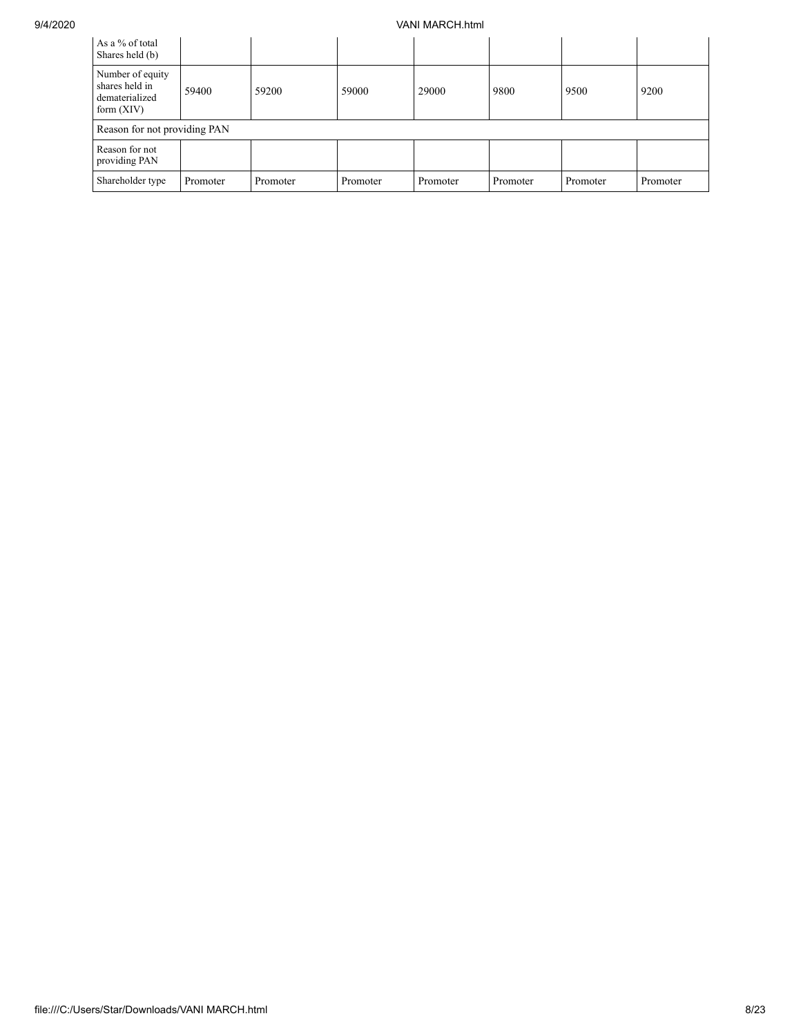| As a % of total Shares held (b) | | | | | | | |
|---|---|---|---|---|---|---|---|
| Number of equity shares held in dematerialized form (XIV) | 59400 | 59200 | 59000 | 29000 | 9800 | 9500 | 9200 |
| Reason for not providing PAN | | | | | | | |
| Reason for not providing PAN | | | | | | | |
| Shareholder type | Promoter | Promoter | Promoter | Promoter | Promoter | Promoter | Promoter |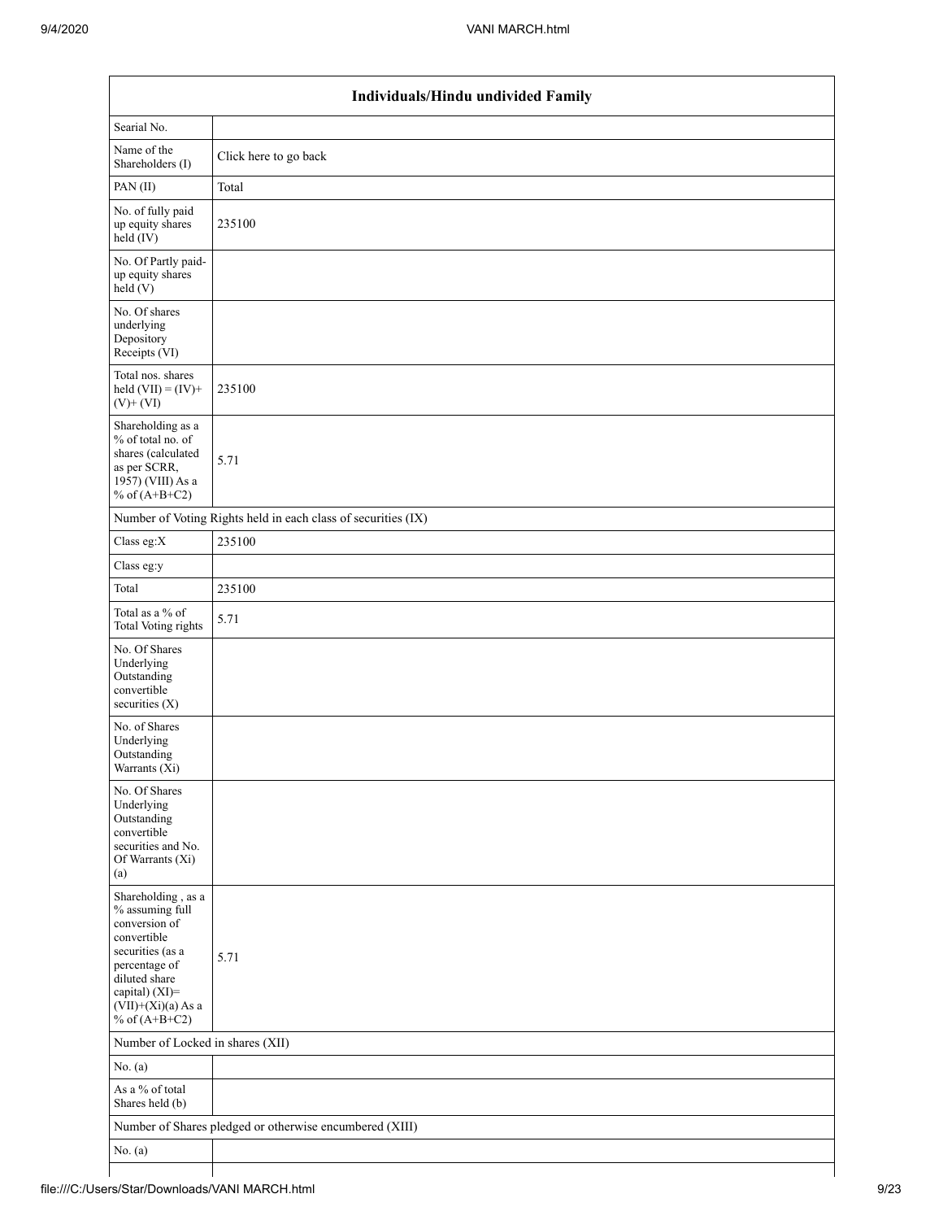| Individuals/Hindu undivided Family | |
|---|---|
| Searial No. | |
| Name of the Shareholders (I) | Click here to go back |
| PAN (II) | Total |
| No. of fully paid up equity shares held (IV) | 235100 |
| No. Of Partly paid-up equity shares held (V) | |
| No. Of shares underlying Depository Receipts (VI) | |
| Total nos. shares held (VII) = (IV)+ (V)+ (VI) | 235100 |
| Shareholding as a % of total no. of shares (calculated as per SCRR, 1957) (VIII) As a % of (A+B+C2) | 5.71 |
| Number of Voting Rights held in each class of securities (IX) | |
| Class eg:X | 235100 |
| Class eg:y | |
| Total | 235100 |
| Total as a % of Total Voting rights | 5.71 |
| No. Of Shares Underlying Outstanding convertible securities (X) | |
| No. of Shares Underlying Outstanding Warrants (Xi) | |
| No. Of Shares Underlying Outstanding convertible securities and No. Of Warrants (Xi) (a) | |
| Shareholding , as a % assuming full conversion of convertible securities (as a percentage of diluted share capital) (XI)= (VII)+(Xi)(a) As a % of (A+B+C2) | 5.71 |
| Number of Locked in shares (XII) | |
| No. (a) | |
| As a % of total Shares held (b) | |
| Number of Shares pledged or otherwise encumbered (XIII) | |
| No. (a) | |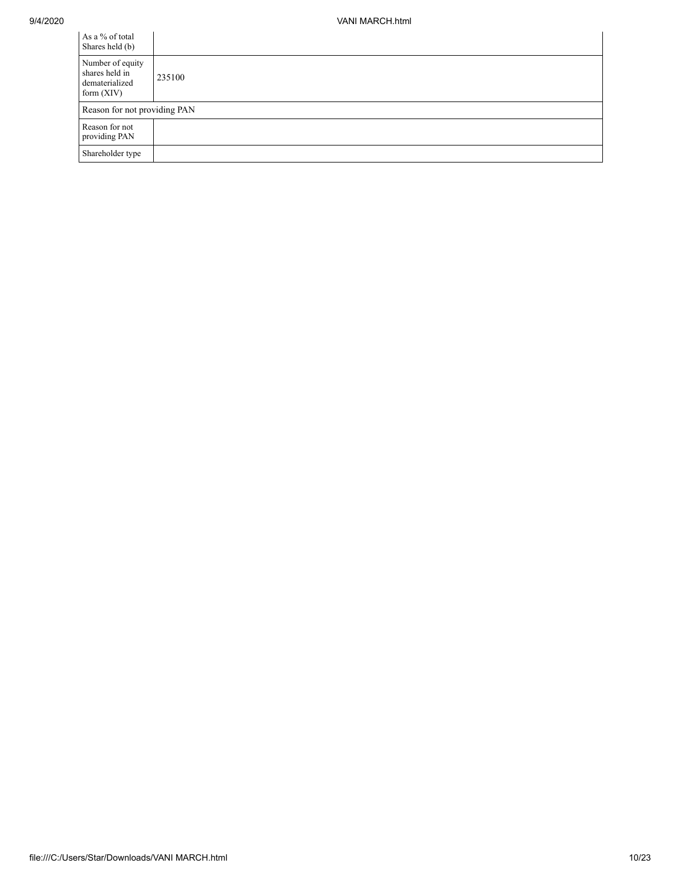| | |
|---|---|
| As a % of total Shares held (b) | |
| Number of equity shares held in dematerialized form (XIV) | 235100 |
| Reason for not providing PAN | |
| Reason for not providing PAN | |
| Shareholder type | |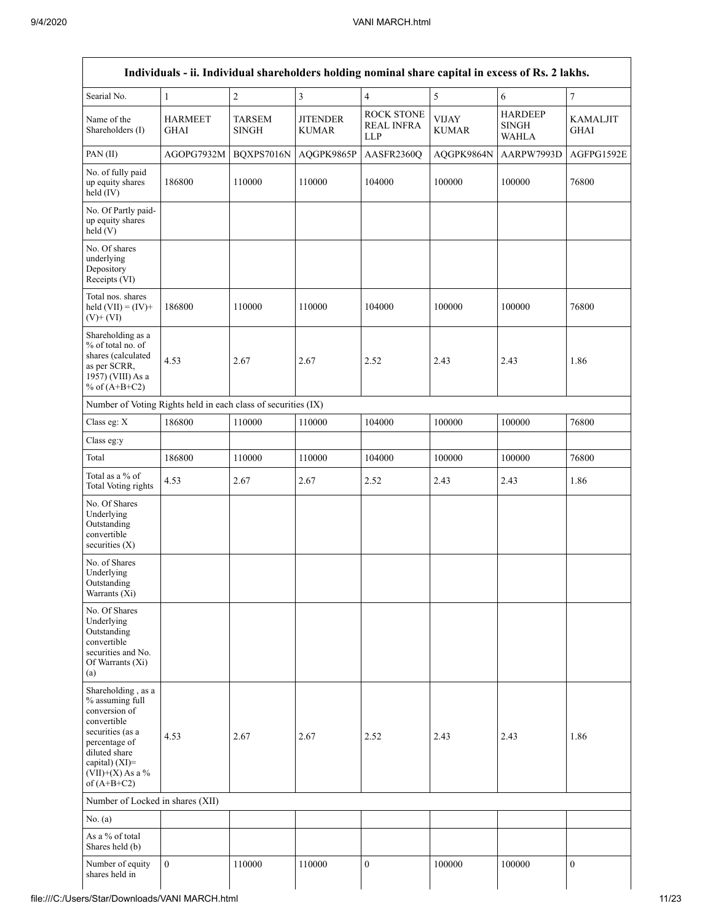| Individuals - ii. Individual shareholders holding nominal share capital in excess of Rs. 2 lakhs. | | | | | | | |
|---|---|---|---|---|---|---|---|
| Searial No. | 1 | 2 | 3 | 4 | 5 | 6 | 7 |
| Name of the Shareholders (I) | HARMEET GHAI | TARSEM SINGH | JITENDER KUMAR | ROCK STONE REAL INFRA LLP | VIJAY KUMAR | HARDEEP SINGH WAHLA | KAMALJIT GHAI |
| PAN (II) | AGOPG7932M | BQXPS7016N | AQGPK9865P | AASFR2360Q | AQGPK9864N | AARPW7993D | AGFPG1592E |
| No. of fully paid up equity shares held (IV) | 186800 | 110000 | 110000 | 104000 | 100000 | 100000 | 76800 |
| No. Of Partly paid-up equity shares held (V) | | | | | | | |
| No. Of shares underlying Depository Receipts (VI) | | | | | | | |
| Total nos. shares held (VII) = (IV)+ (V)+ (VI) | 186800 | 110000 | 110000 | 104000 | 100000 | 100000 | 76800 |
| Shareholding as a % of total no. of shares (calculated as per SCRR, 1957) (VIII) As a % of (A+B+C2) | 4.53 | 2.67 | 2.67 | 2.52 | 2.43 | 2.43 | 1.86 |
| Number of Voting Rights held in each class of securities (IX) | | | | | | | |
| Class eg: X | 186800 | 110000 | 110000 | 104000 | 100000 | 100000 | 76800 |
| Class eg:y | | | | | | | |
| Total | 186800 | 110000 | 110000 | 104000 | 100000 | 100000 | 76800 |
| Total as a % of Total Voting rights | 4.53 | 2.67 | 2.67 | 2.52 | 2.43 | 2.43 | 1.86 |
| No. Of Shares Underlying Outstanding convertible securities (X) | | | | | | | |
| No. of Shares Underlying Outstanding Warrants (Xi) | | | | | | | |
| No. Of Shares Underlying Outstanding convertible securities and No. Of Warrants (Xi) (a) | | | | | | | |
| Shareholding , as a % assuming full conversion of convertible securities (as a percentage of diluted share capital) (XI)= (VII)+(X) As a % of (A+B+C2) | 4.53 | 2.67 | 2.67 | 2.52 | 2.43 | 2.43 | 1.86 |
| Number of Locked in shares (XII) | | | | | | | |
| No. (a) | | | | | | | |
| As a % of total Shares held (b) | | | | | | | |
| Number of equity shares held in | 0 | 110000 | 110000 | 0 | 100000 | 100000 | 0 |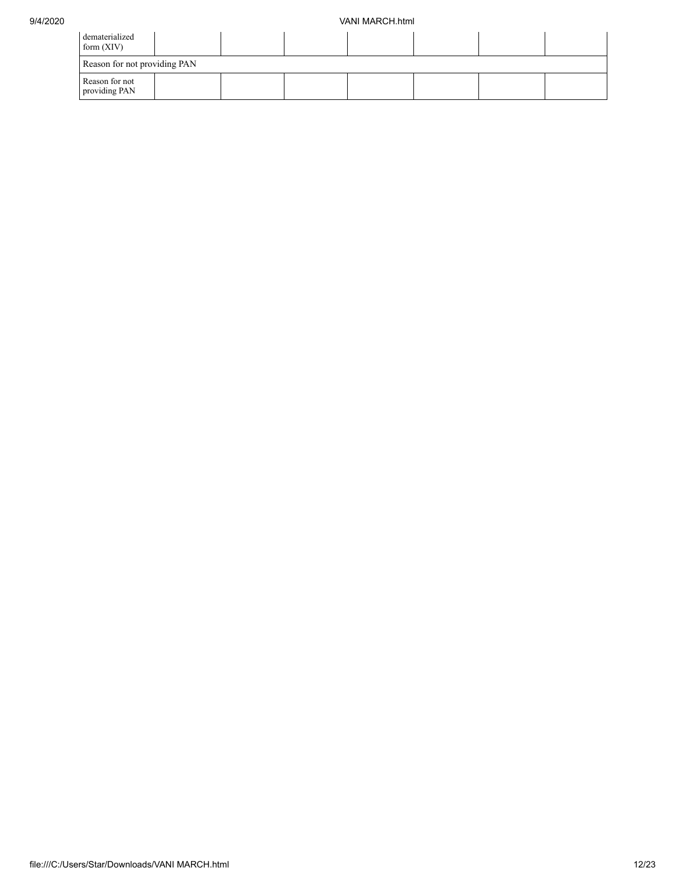| dematerialized form (XIV) | | | | | | | |
|---|---|---|---|---|---|---|---|
| Reason for not providing PAN | | | | | | | |
| Reason for not providing PAN | | | | | | | |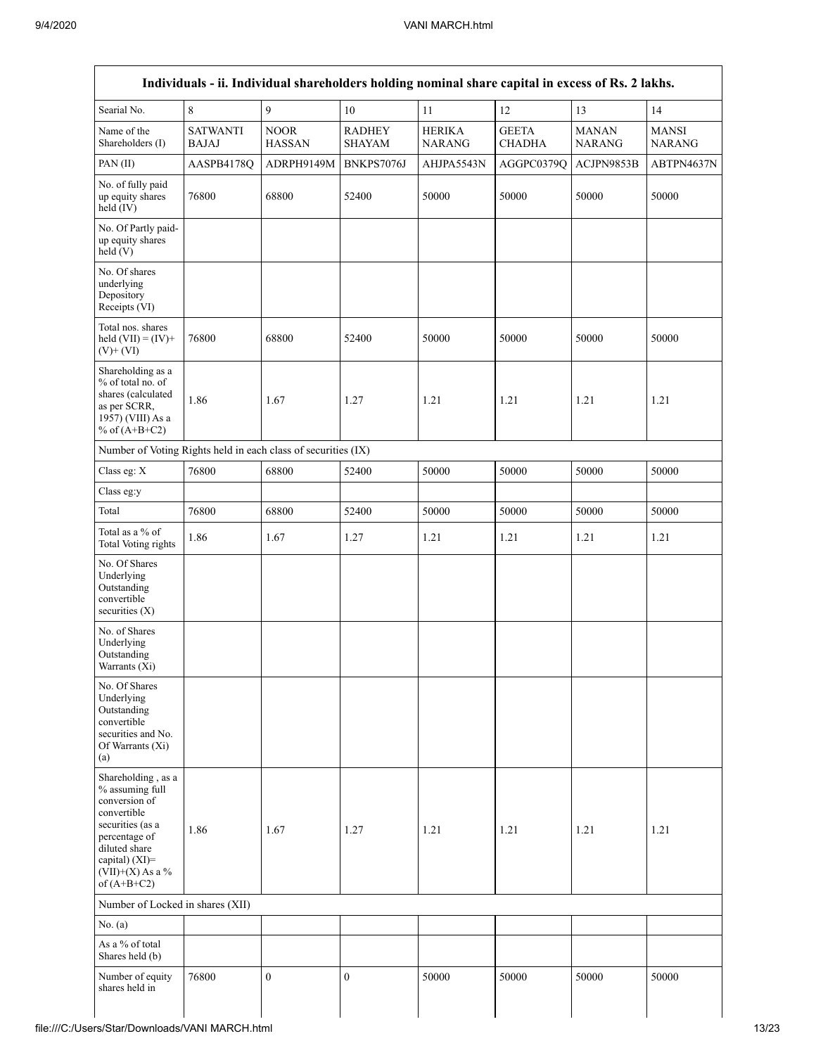| Individuals - ii. Individual shareholders holding nominal share capital in excess of Rs. 2 lakhs. | | | | | | | |
|---|---|---|---|---|---|---|---|
| Searial No. | 8 | 9 | 10 | 11 | 12 | 13 | 14 |
| Name of the Shareholders (I) | SATWANTI BAJAJ | NOOR HASSAN | RADHEY SHAYAM | HERIKA NARANG | GEETA CHADHA | MANAN NARANG | MANSI NARANG |
| PAN (II) | AASPB4178Q | ADRPH9149M | BNKPS7076J | AHJPA5543N | AGGPC0379Q | ACJPN9853B | ABTPN4637N |
| No. of fully paid up equity shares held (IV) | 76800 | 68800 | 52400 | 50000 | 50000 | 50000 | 50000 |
| No. Of Partly paid-up equity shares held (V) | | | | | | | |
| No. Of shares underlying Depository Receipts (VI) | | | | | | | |
| Total nos. shares held (VII) = (IV)+ (V)+ (VI) | 76800 | 68800 | 52400 | 50000 | 50000 | 50000 | 50000 |
| Shareholding as a % of total no. of shares (calculated as per SCRR, 1957) (VIII) As a % of (A+B+C2) | 1.86 | 1.67 | 1.27 | 1.21 | 1.21 | 1.21 | 1.21 |
| Number of Voting Rights held in each class of securities (IX) | | | | | | | |
| Class eg: X | 76800 | 68800 | 52400 | 50000 | 50000 | 50000 | 50000 |
| Class eg:y | | | | | | | |
| Total | 76800 | 68800 | 52400 | 50000 | 50000 | 50000 | 50000 |
| Total as a % of Total Voting rights | 1.86 | 1.67 | 1.27 | 1.21 | 1.21 | 1.21 | 1.21 |
| No. Of Shares Underlying Outstanding convertible securities (X) | | | | | | | |
| No. of Shares Underlying Outstanding Warrants (Xi) | | | | | | | |
| No. Of Shares Underlying Outstanding convertible securities and No. Of Warrants (Xi) (a) | | | | | | | |
| Shareholding , as a % assuming full conversion of convertible securities (as a percentage of diluted share capital) (XI)= (VII)+(X) As a % of (A+B+C2) | 1.86 | 1.67 | 1.27 | 1.21 | 1.21 | 1.21 | 1.21 |
| Number of Locked in shares (XII) | | | | | | | |
| No. (a) | | | | | | | |
| As a % of total Shares held (b) | | | | | | | |
| Number of equity shares held in | 76800 | 0 | 0 | 50000 | 50000 | 50000 | 50000 |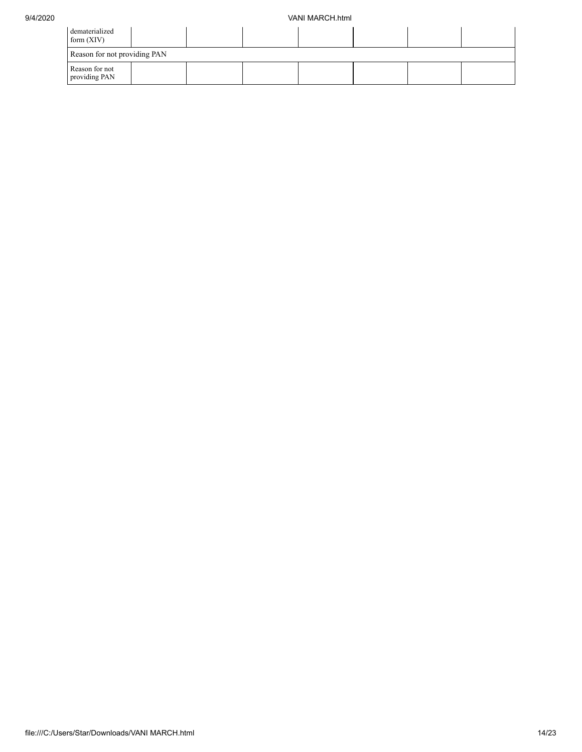| dematerialized form (XIV) | | | | | | | |
|---|---|---|---|---|---|---|---|
| Reason for not providing PAN | | | | | | | |
| Reason for not providing PAN | | | | | | | |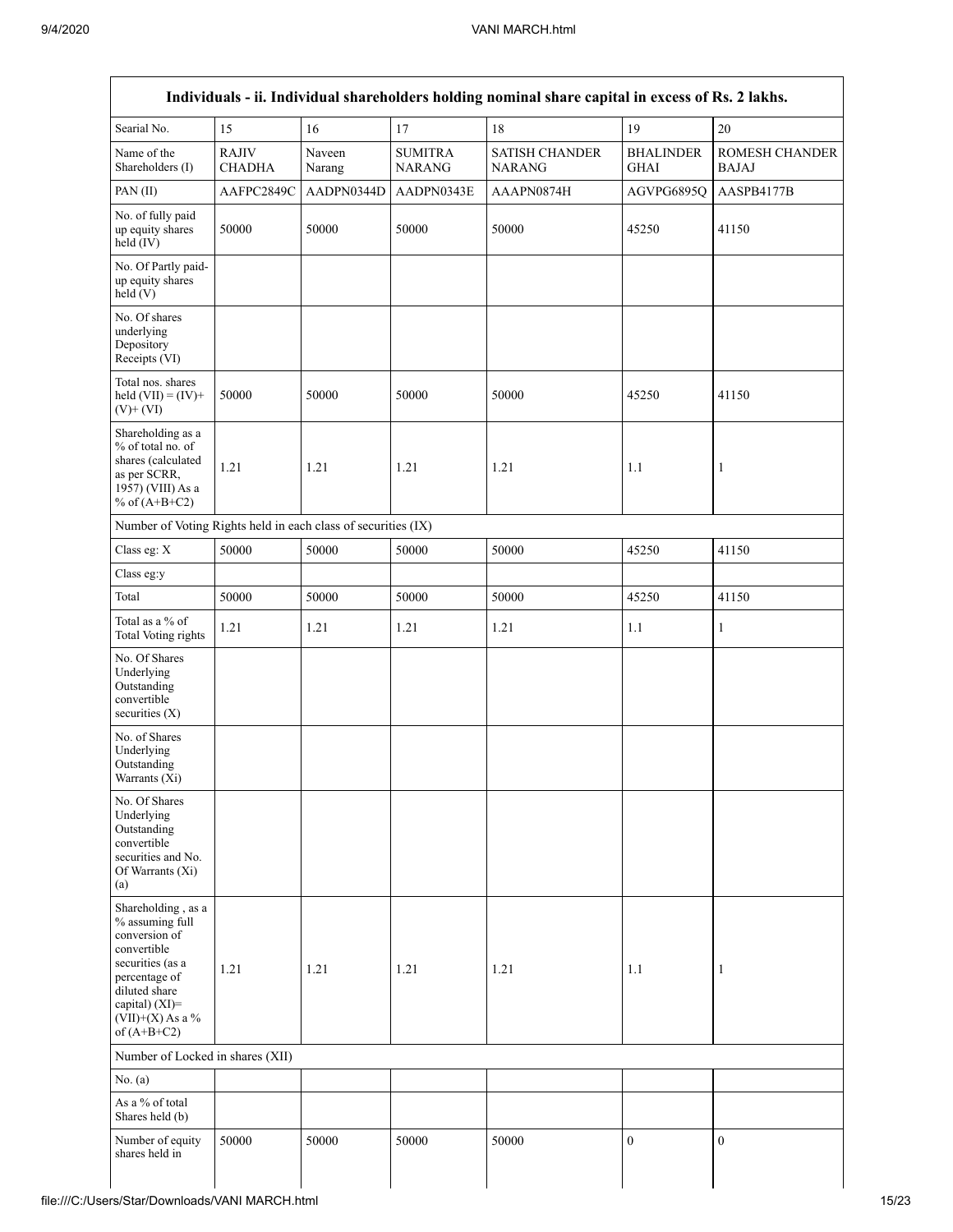| Individuals - ii. Individual shareholders holding nominal share capital in excess of Rs. 2 lakhs. | | | | | | |
|---|---|---|---|---|---|---|
| Searial No. | 15 | 16 | 17 | 18 | 19 | 20 |
| Name of the Shareholders (I) | RAJIV CHADHA | Naveen Narang | SUMITRA NARANG | SATISH CHANDER NARANG | BHALINDER GHAI | ROMESH CHANDER BAJAJ |
| PAN (II) | AAFPC2849C | AADPN0344D | AADPN0343E | AAAPN0874H | AGVPG6895Q | AASPB4177B |
| No. of fully paid up equity shares held (IV) | 50000 | 50000 | 50000 | 50000 | 45250 | 41150 |
| No. Of Partly paid-up equity shares held (V) | | | | | | |
| No. Of shares underlying Depository Receipts (VI) | | | | | | |
| Total nos. shares held (VII) = (IV)+ (V)+ (VI) | 50000 | 50000 | 50000 | 50000 | 45250 | 41150 |
| Shareholding as a % of total no. of shares (calculated as per SCRR, 1957) (VIII) As a % of (A+B+C2) | 1.21 | 1.21 | 1.21 | 1.21 | 1.1 | 1 |
| Number of Voting Rights held in each class of securities (IX) | | | | | | |
| Class eg: X | 50000 | 50000 | 50000 | 50000 | 45250 | 41150 |
| Class eg:y | | | | | | |
| Total | 50000 | 50000 | 50000 | 50000 | 45250 | 41150 |
| Total as a % of Total Voting rights | 1.21 | 1.21 | 1.21 | 1.21 | 1.1 | 1 |
| No. Of Shares Underlying Outstanding convertible securities (X) | | | | | | |
| No. of Shares Underlying Outstanding Warrants (Xi) | | | | | | |
| No. Of Shares Underlying Outstanding convertible securities and No. Of Warrants (Xi) (a) | | | | | | |
| Shareholding , as a % assuming full conversion of convertible securities (as a percentage of diluted share capital) (XI)= (VII)+(X) As a % of (A+B+C2) | 1.21 | 1.21 | 1.21 | 1.21 | 1.1 | 1 |
| Number of Locked in shares (XII) | | | | | | |
| No. (a) | | | | | | |
| As a % of total Shares held (b) | | | | | | |
| Number of equity shares held in | 50000 | 50000 | 50000 | 50000 | 0 | 0 |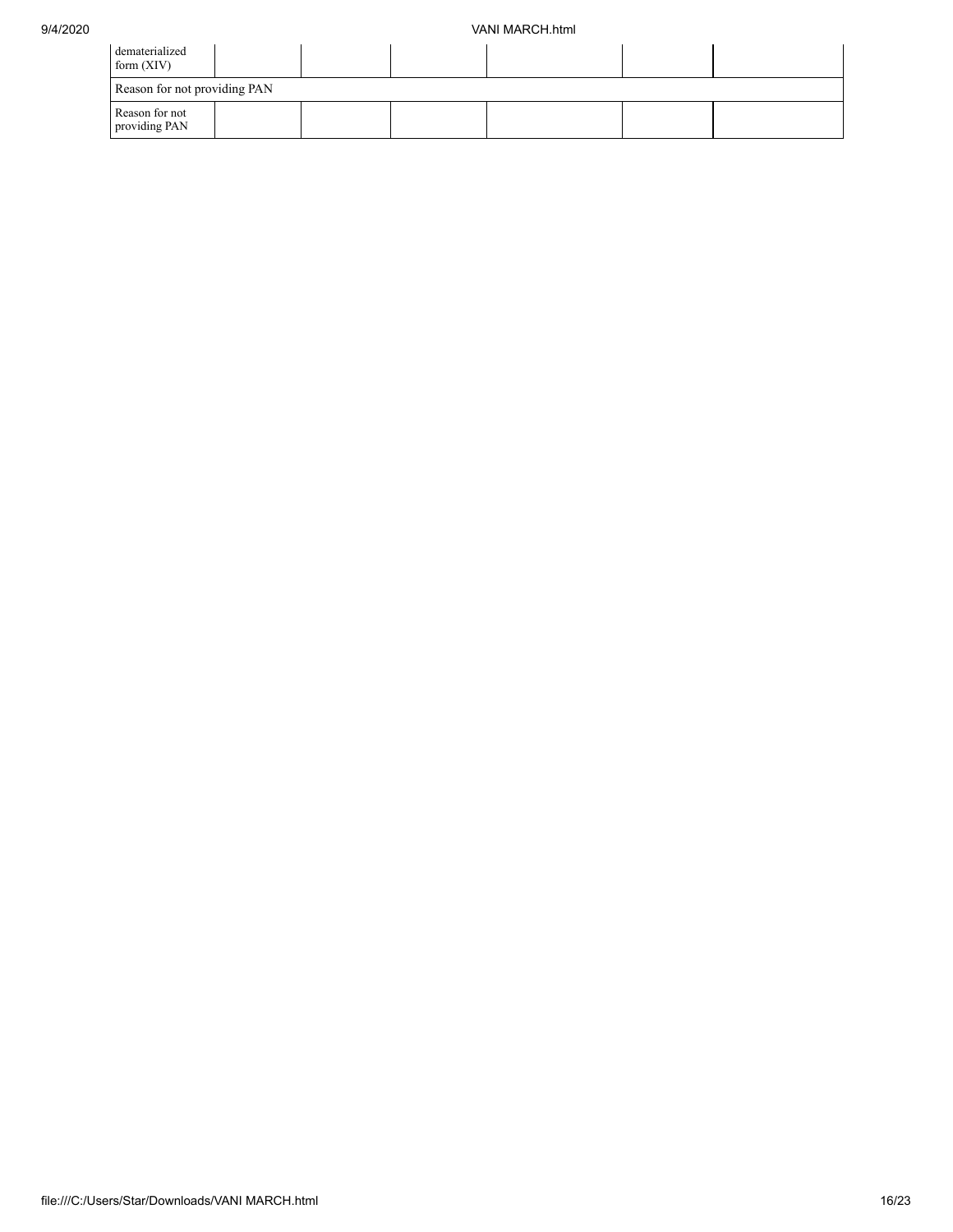| dematerialized form (XIV) | | | | | | |
|---|---|---|---|---|---|---|
| Reason for not providing PAN | | | | | | |
| Reason for not providing PAN | | | | | | |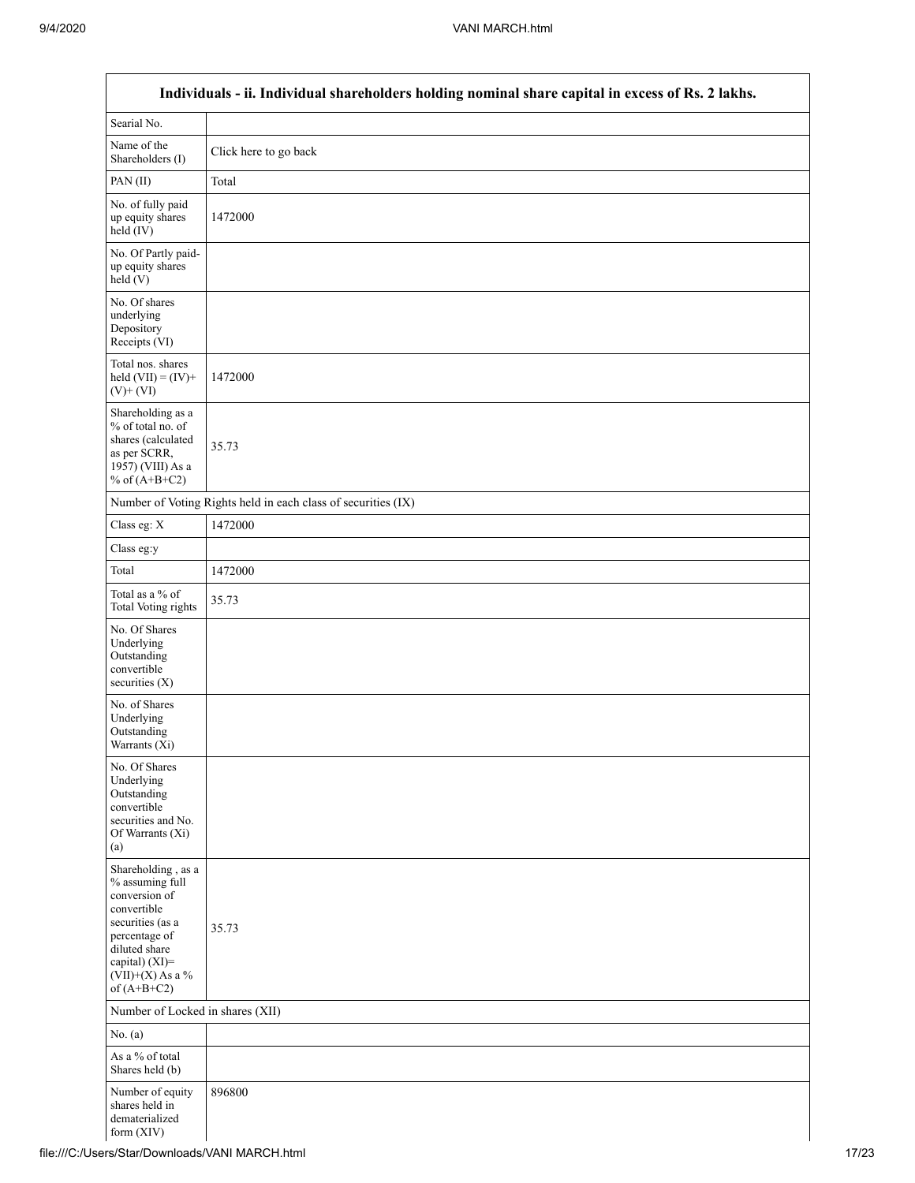| Individuals - ii. Individual shareholders holding nominal share capital in excess of Rs. 2 lakhs. | |
|---|---|
| Searial No. | |
| Name of the Shareholders (I) | Click here to go back |
| PAN (II) | Total |
| No. of fully paid up equity shares held (IV) | 1472000 |
| No. Of Partly paid-up equity shares held (V) | |
| No. Of shares underlying Depository Receipts (VI) | |
| Total nos. shares held (VII) = (IV)+ (V)+ (VI) | 1472000 |
| Shareholding as a % of total no. of shares (calculated as per SCRR, 1957) (VIII) As a % of (A+B+C2) | 35.73 |
| Number of Voting Rights held in each class of securities (IX) | |
| Class eg: X | 1472000 |
| Class eg:y | |
| Total | 1472000 |
| Total as a % of Total Voting rights | 35.73 |
| No. Of Shares Underlying Outstanding convertible securities (X) | |
| No. of Shares Underlying Outstanding Warrants (Xi) | |
| No. Of Shares Underlying Outstanding convertible securities and No. Of Warrants (Xi) (a) | |
| Shareholding , as a % assuming full conversion of convertible securities (as a percentage of diluted share capital) (XI)= (VII)+(X) As a % of (A+B+C2) | 35.73 |
| Number of Locked in shares (XII) | |
| No. (a) | |
| As a % of total Shares held (b) | |
| Number of equity shares held in dematerialized form (XIV) | 896800 |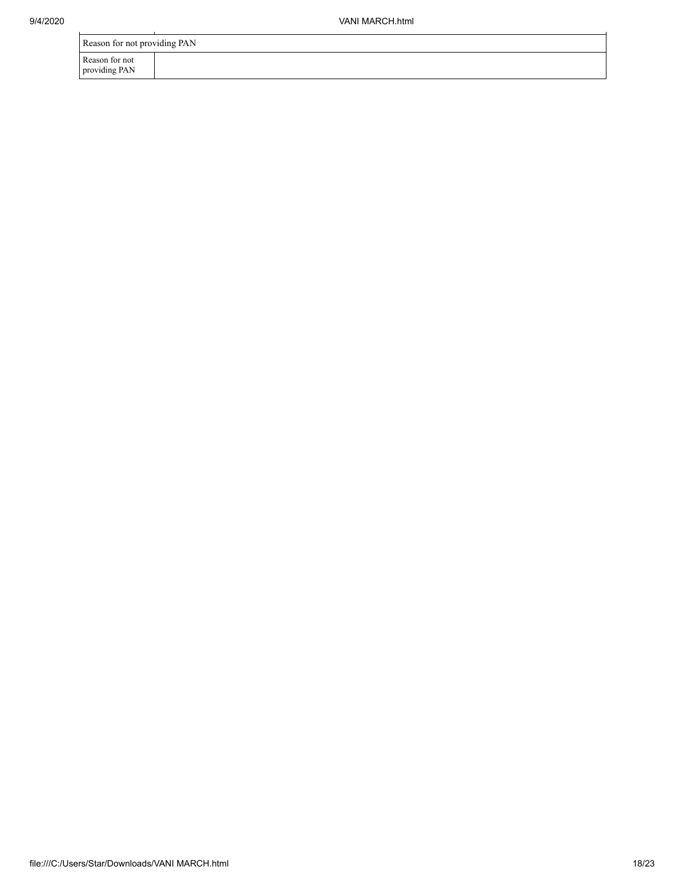| Reason for not providing PAN | |
|---|---|
| Reason for not providing PAN | |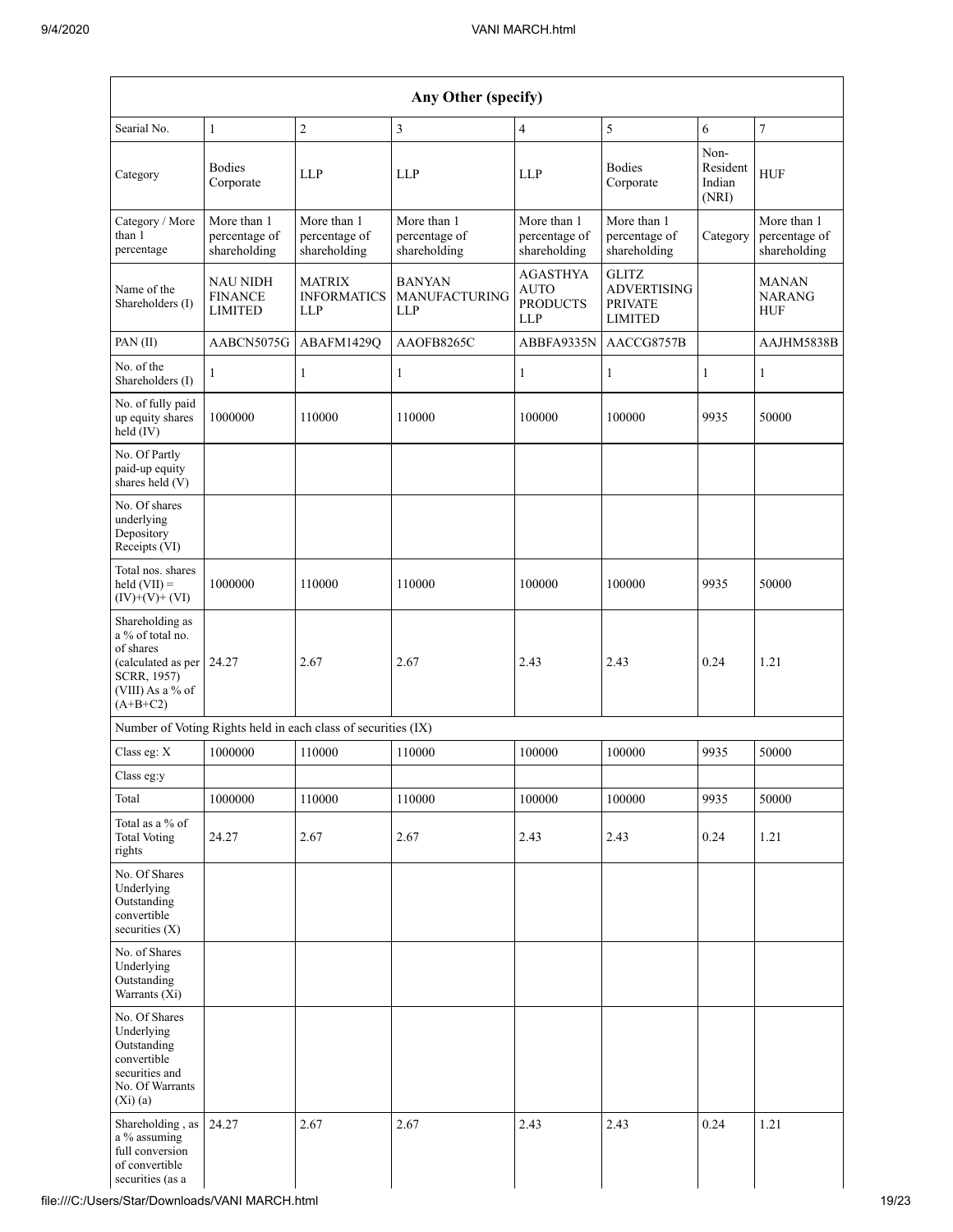| Any Other (specify) | | | | | | | |
|---|---|---|---|---|---|---|---|
| Searial No. | 1 | 2 | 3 | 4 | 5 | 6 | 7 |
| Category | Bodies Corporate | LLP | LLP | LLP | Bodies Corporate | Non-Resident Indian (NRI) | HUF |
| Category / More than 1 percentage | More than 1 percentage of shareholding | More than 1 percentage of shareholding | More than 1 percentage of shareholding | More than 1 percentage of shareholding | More than 1 percentage of shareholding | Category | More than 1 percentage of shareholding |
| Name of the Shareholders (I) | NAU NIDH FINANCE LIMITED | MATRIX INFORMATICS LLP | BANYAN MANUFACTURING LLP | AGASTHYA AUTO PRODUCTS LLP | GLITZ ADVERTISING PRIVATE LIMITED | | MANAN NARANG HUF |
| PAN (II) | AABCN5075G | ABAFM1429Q | AAOFB8265C | ABBFA9335N | AACCG8757B | | AAJHM5838B |
| No. of the Shareholders (I) | 1 | 1 | 1 | 1 | 1 | 1 | 1 |
| No. of fully paid up equity shares held (IV) | 1000000 | 110000 | 110000 | 100000 | 100000 | 9935 | 50000 |
| No. Of Partly paid-up equity shares held (V) | | | | | | | |
| No. Of shares underlying Depository Receipts (VI) | | | | | | | |
| Total nos. shares held (VII) = (IV)+(V)+ (VI) | 1000000 | 110000 | 110000 | 100000 | 100000 | 9935 | 50000 |
| Shareholding as a % of total no. of shares (calculated as per SCRR, 1957) (VIII) As a % of (A+B+C2) | 24.27 | 2.67 | 2.67 | 2.43 | 2.43 | 0.24 | 1.21 |
| Number of Voting Rights held in each class of securities (IX) | | | | | | | |
| Class eg: X | 1000000 | 110000 | 110000 | 100000 | 100000 | 9935 | 50000 |
| Class eg:y | | | | | | | |
| Total | 1000000 | 110000 | 110000 | 100000 | 100000 | 9935 | 50000 |
| Total as a % of Total Voting rights | 24.27 | 2.67 | 2.67 | 2.43 | 2.43 | 0.24 | 1.21 |
| No. Of Shares Underlying Outstanding convertible securities (X) | | | | | | | |
| No. of Shares Underlying Outstanding Warrants (Xi) | | | | | | | |
| No. Of Shares Underlying Outstanding convertible securities and No. Of Warrants (Xi) (a) | | | | | | | |
| Shareholding , as a % assuming full conversion of convertible securities (as a | 24.27 | 2.67 | 2.67 | 2.43 | 2.43 | 0.24 | 1.21 |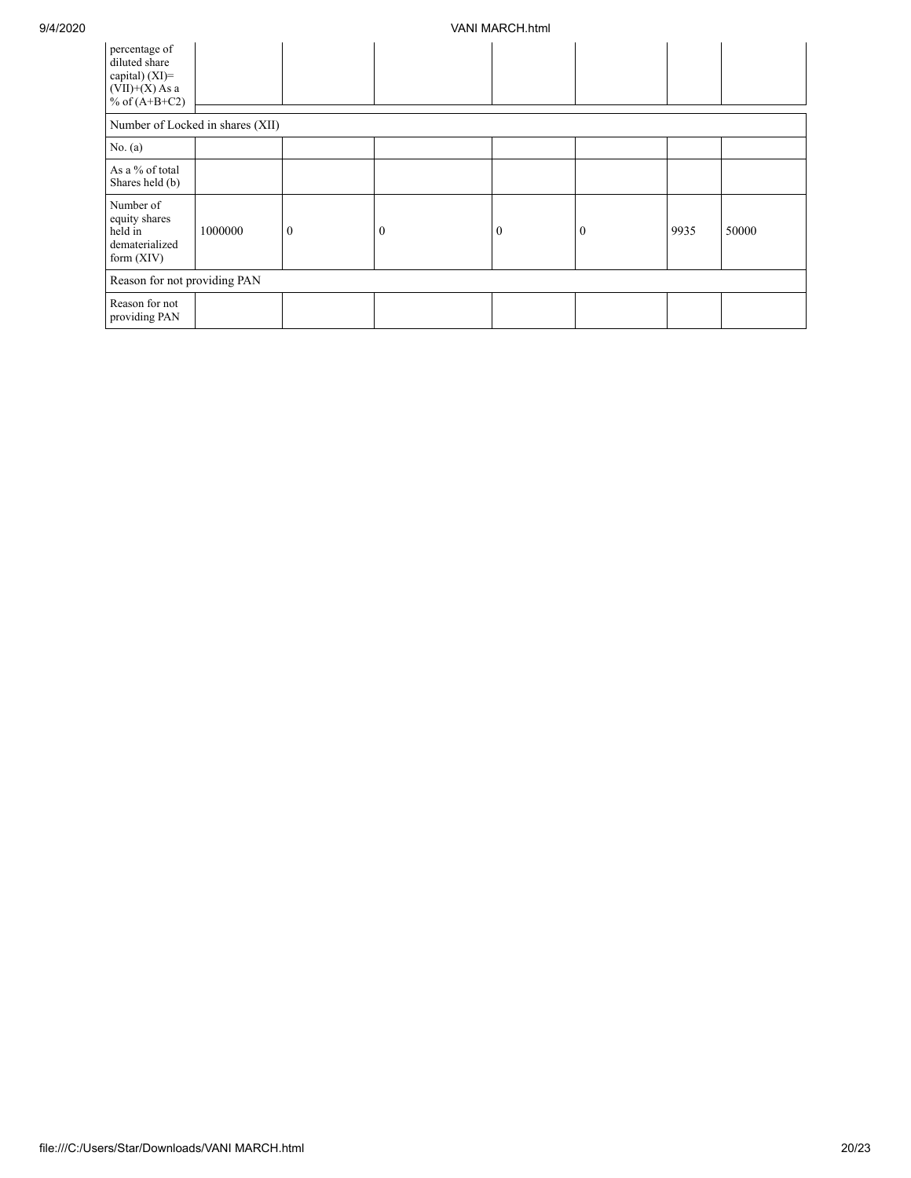| percentage of diluted share capital) (XI)= (VII)+(X) As a % of (A+B+C2) | | | | | | | |
|---|---|---|---|---|---|---|---|
| Number of Locked in shares (XII) | | | | | | | |
| No. (a) | | | | | | | |
| As a % of total Shares held (b) | | | | | | | |
| Number of equity shares held in dematerialized form (XIV) | 1000000 | 0 | 0 | 0 | 0 | 9935 | 50000 |
| Reason for not providing PAN | | | | | | | |
| Reason for not providing PAN | | | | | | | |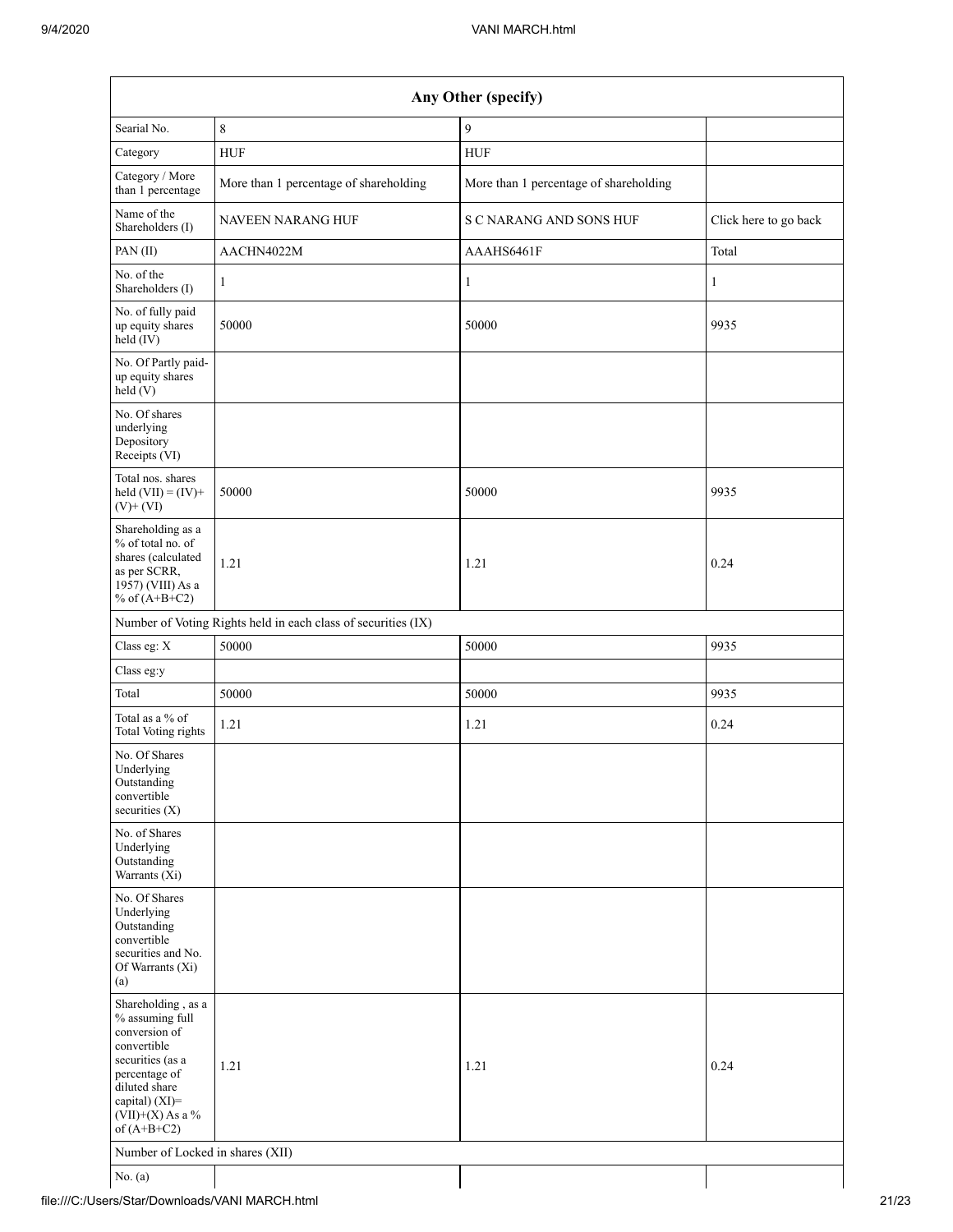| Any Other (specify) | | | |
|---|---|---|---|
| Searial No. | 8 | 9 | |
| Category | HUF | HUF | |
| Category / More than 1 percentage | More than 1 percentage of shareholding | More than 1 percentage of shareholding | |
| Name of the Shareholders (I) | NAVEEN NARANG HUF | S C NARANG AND SONS HUF | Click here to go back |
| PAN (II) | AACHN4022M | AAAHS6461F | Total |
| No. of the Shareholders (I) | 1 | 1 | 1 |
| No. of fully paid up equity shares held (IV) | 50000 | 50000 | 9935 |
| No. Of Partly paid-up equity shares held (V) | | | |
| No. Of shares underlying Depository Receipts (VI) | | | |
| Total nos. shares held (VII) = (IV)+ (V)+ (VI) | 50000 | 50000 | 9935 |
| Shareholding as a % of total no. of shares (calculated as per SCRR, 1957) (VIII) As a % of (A+B+C2) | 1.21 | 1.21 | 0.24 |
| Number of Voting Rights held in each class of securities (IX) | | | |
| Class eg: X | 50000 | 50000 | 9935 |
| Class eg:y | | | |
| Total | 50000 | 50000 | 9935 |
| Total as a % of Total Voting rights | 1.21 | 1.21 | 0.24 |
| No. Of Shares Underlying Outstanding convertible securities (X) | | | |
| No. of Shares Underlying Outstanding Warrants (Xi) | | | |
| No. Of Shares Underlying Outstanding convertible securities and No. Of Warrants (Xi) (a) | | | |
| Shareholding , as a % assuming full conversion of convertible securities (as a percentage of diluted share capital) (XI)= (VII)+(X) As a % of (A+B+C2) | 1.21 | 1.21 | 0.24 |
| Number of Locked in shares (XII) | | | |
| No. (a) | | | |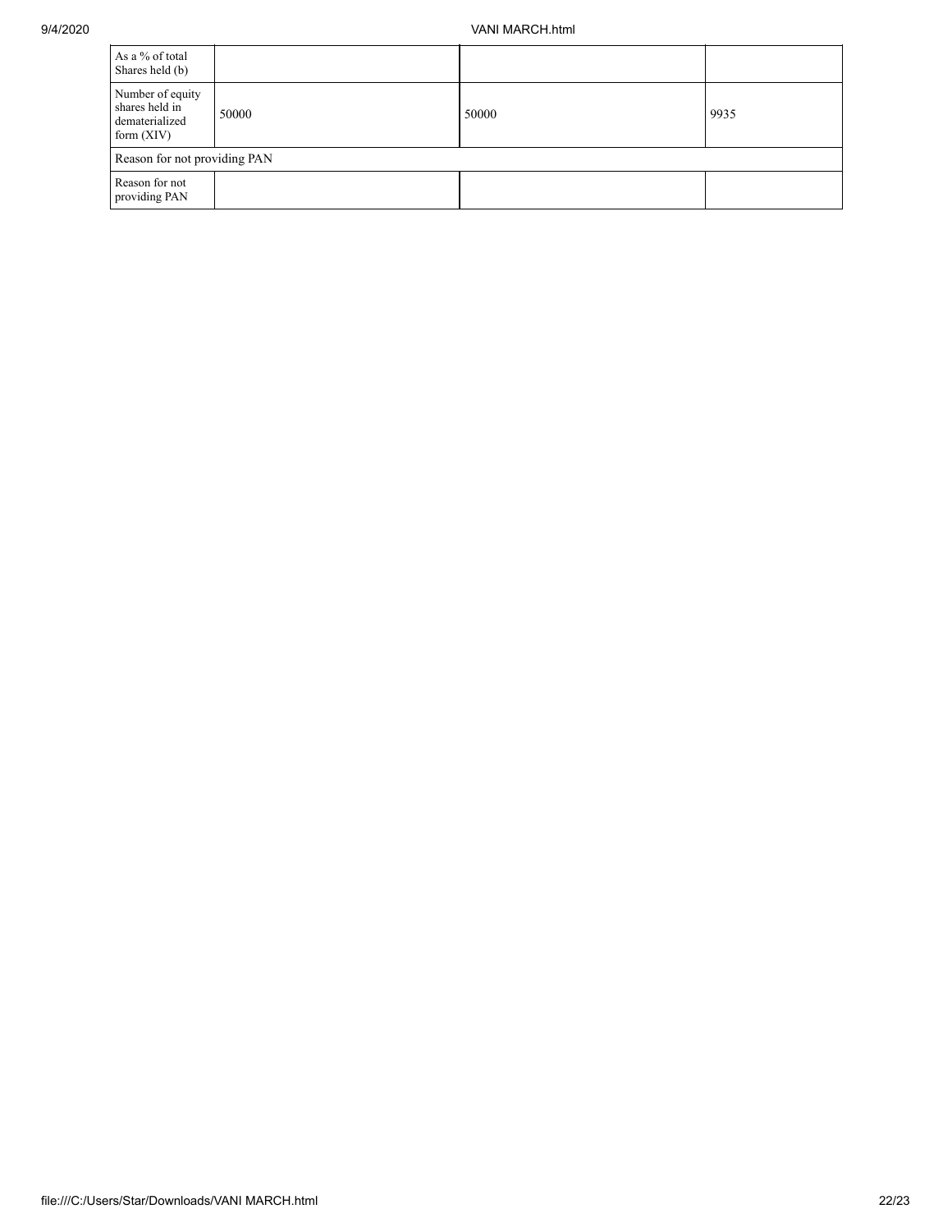| | | | |
|---|---|---|---|
| As a % of total Shares held (b) | | | |
| Number of equity shares held in dematerialized form (XIV) | 50000 | 50000 | 9935 |
| Reason for not providing PAN | | | |
| Reason for not providing PAN | | | |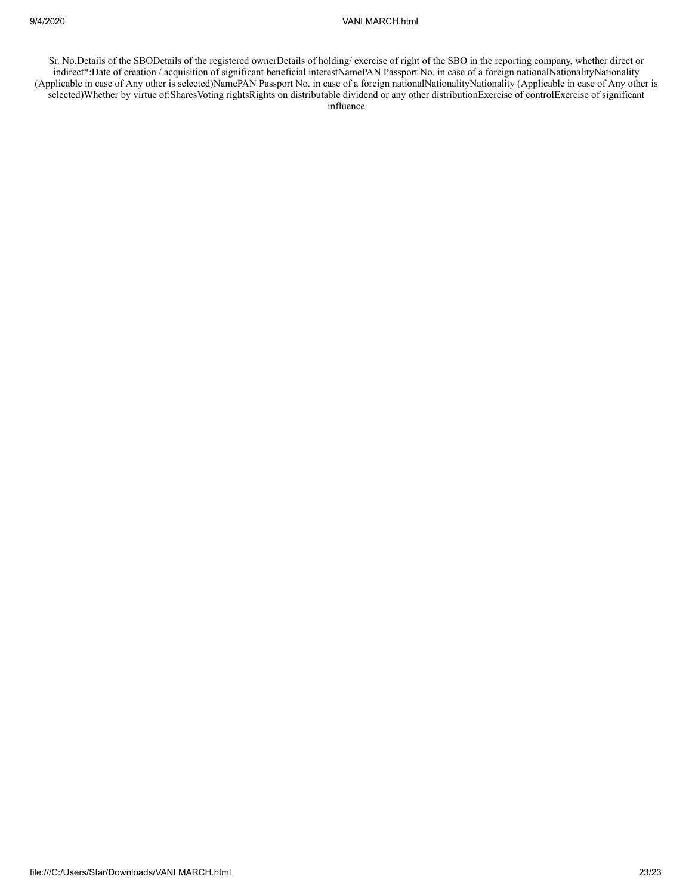Sr. No.Details of the SBODetails of the registered ownerDetails of holding/ exercise of right of the SBO in the reporting company, whether direct or indirect*:Date of creation / acquisition of significant beneficial interestNamePAN Passport No. in case of a foreign nationalNationalityNationality (Applicable in case of Any other is selected)NamePAN Passport No. in case of a foreign nationalNationalityNationality (Applicable in case of Any other is selected)Whether by virtue of:SharesVoting rightsRights on distributable dividend or any other distributionExercise of controlExercise of significant influence